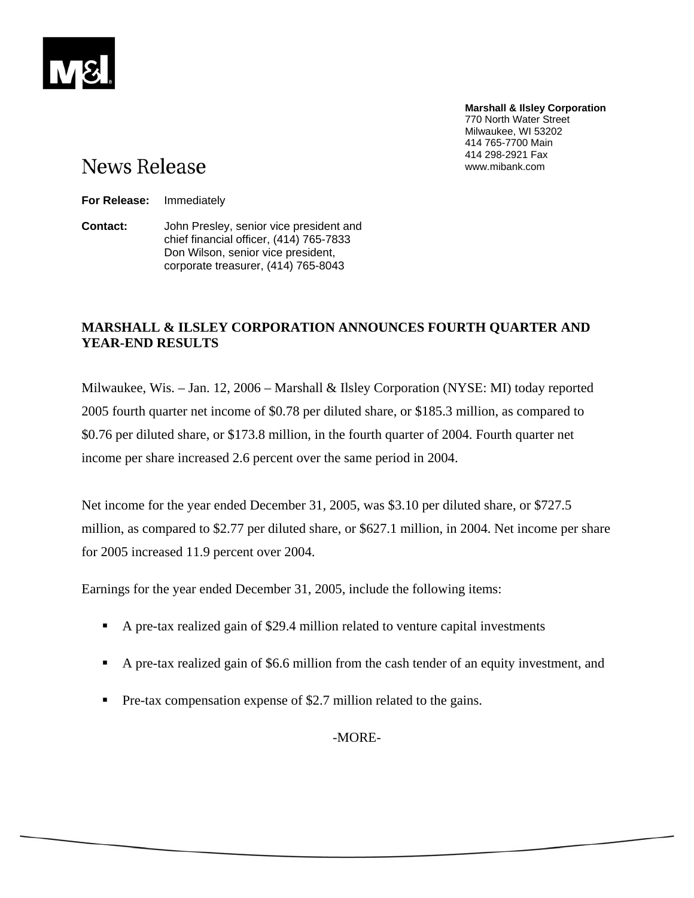**Marshall & Ilsley Corporation**
770 North Water Street
Milwaukee, WI 53202
414 765-7700 Main
414 298-2921 Fax
www.mibank.com

# News Release

**For Release:** Immediately

**Contact:** John Presley, senior vice president and chief financial officer, (414) 765-7833
Don Wilson, senior vice president, corporate treasurer, (414) 765-8043

## MARSHALL & ILSLEY CORPORATION ANNOUNCES FOURTH QUARTER AND YEAR-END RESULTS

Milwaukee, Wis. – Jan. 12, 2006 – Marshall & Ilsley Corporation (NYSE: MI) today reported 2005 fourth quarter net income of $0.78 per diluted share, or $185.3 million, as compared to $0.76 per diluted share, or $173.8 million, in the fourth quarter of 2004. Fourth quarter net income per share increased 2.6 percent over the same period in 2004.

Net income for the year ended December 31, 2005, was $3.10 per diluted share, or $727.5 million, as compared to $2.77 per diluted share, or $627.1 million, in 2004. Net income per share for 2005 increased 11.9 percent over 2004.

Earnings for the year ended December 31, 2005, include the following items:

- A pre-tax realized gain of $29.4 million related to venture capital investments
- A pre-tax realized gain of $6.6 million from the cash tender of an equity investment, and
- Pre-tax compensation expense of $2.7 million related to the gains.

-MORE-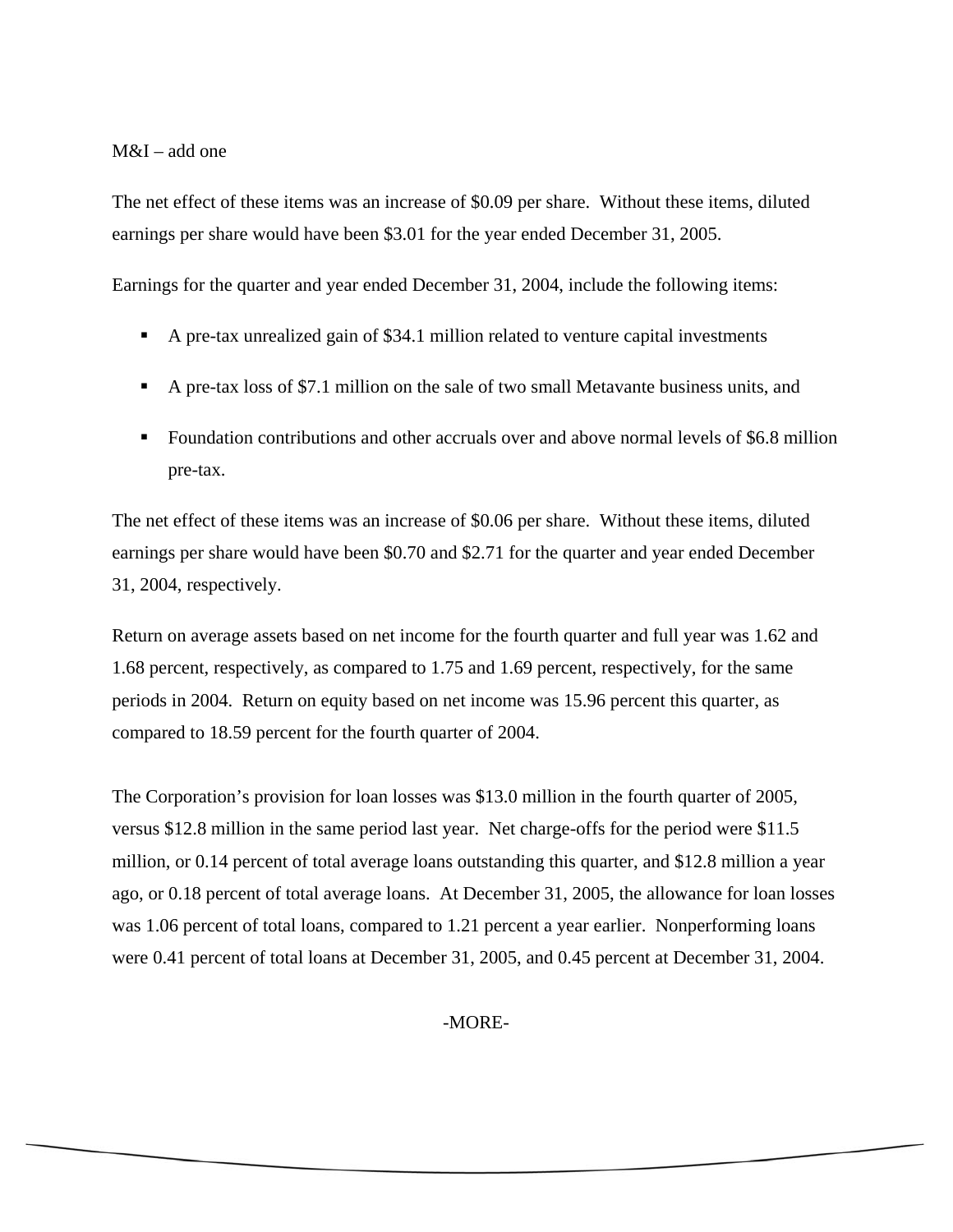M&I – add one

The net effect of these items was an increase of $0.09 per share. Without these items, diluted earnings per share would have been $3.01 for the year ended December 31, 2005.

Earnings for the quarter and year ended December 31, 2004, include the following items:

- A pre-tax unrealized gain of $34.1 million related to venture capital investments
- A pre-tax loss of $7.1 million on the sale of two small Metavante business units, and
- Foundation contributions and other accruals over and above normal levels of $6.8 million pre-tax.

The net effect of these items was an increase of $0.06 per share. Without these items, diluted earnings per share would have been $0.70 and $2.71 for the quarter and year ended December 31, 2004, respectively.

Return on average assets based on net income for the fourth quarter and full year was 1.62 and 1.68 percent, respectively, as compared to 1.75 and 1.69 percent, respectively, for the same periods in 2004. Return on equity based on net income was 15.96 percent this quarter, as compared to 18.59 percent for the fourth quarter of 2004.

The Corporation's provision for loan losses was $13.0 million in the fourth quarter of 2005, versus $12.8 million in the same period last year. Net charge-offs for the period were $11.5 million, or 0.14 percent of total average loans outstanding this quarter, and $12.8 million a year ago, or 0.18 percent of total average loans. At December 31, 2005, the allowance for loan losses was 1.06 percent of total loans, compared to 1.21 percent a year earlier. Nonperforming loans were 0.41 percent of total loans at December 31, 2005, and 0.45 percent at December 31, 2004.

-MORE-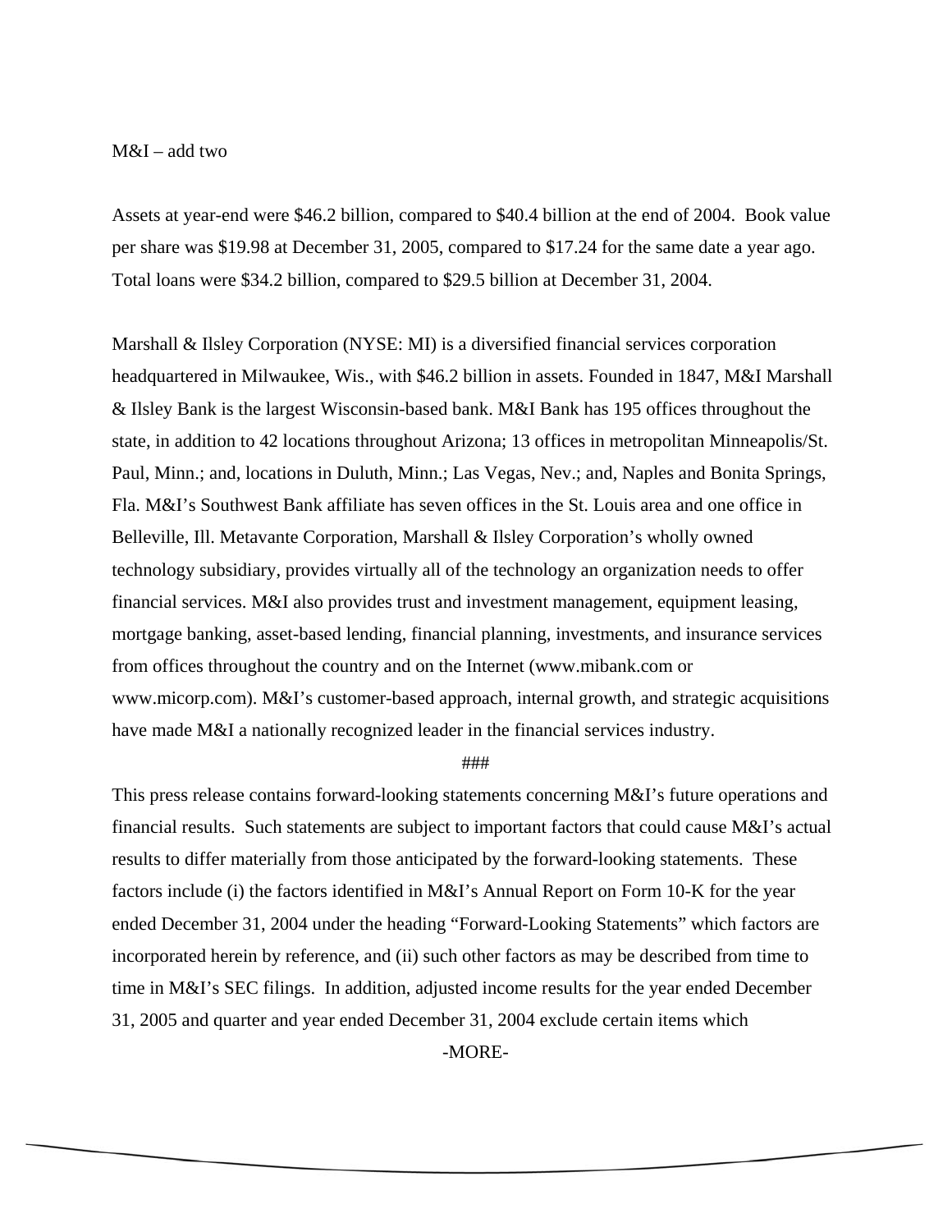M&I – add two

Assets at year-end were $46.2 billion, compared to $40.4 billion at the end of 2004. Book value per share was $19.98 at December 31, 2005, compared to $17.24 for the same date a year ago. Total loans were $34.2 billion, compared to $29.5 billion at December 31, 2004.

Marshall & Ilsley Corporation (NYSE: MI) is a diversified financial services corporation headquartered in Milwaukee, Wis., with $46.2 billion in assets. Founded in 1847, M&I Marshall & Ilsley Bank is the largest Wisconsin-based bank. M&I Bank has 195 offices throughout the state, in addition to 42 locations throughout Arizona; 13 offices in metropolitan Minneapolis/St. Paul, Minn.; and, locations in Duluth, Minn.; Las Vegas, Nev.; and, Naples and Bonita Springs, Fla. M&I's Southwest Bank affiliate has seven offices in the St. Louis area and one office in Belleville, Ill. Metavante Corporation, Marshall & Ilsley Corporation's wholly owned technology subsidiary, provides virtually all of the technology an organization needs to offer financial services. M&I also provides trust and investment management, equipment leasing, mortgage banking, asset-based lending, financial planning, investments, and insurance services from offices throughout the country and on the Internet (www.mibank.com or www.micorp.com). M&I's customer-based approach, internal growth, and strategic acquisitions have made M&I a nationally recognized leader in the financial services industry.

###

This press release contains forward-looking statements concerning M&I's future operations and financial results. Such statements are subject to important factors that could cause M&I's actual results to differ materially from those anticipated by the forward-looking statements. These factors include (i) the factors identified in M&I's Annual Report on Form 10-K for the year ended December 31, 2004 under the heading "Forward-Looking Statements" which factors are incorporated herein by reference, and (ii) such other factors as may be described from time to time in M&I's SEC filings. In addition, adjusted income results for the year ended December 31, 2005 and quarter and year ended December 31, 2004 exclude certain items which

-MORE-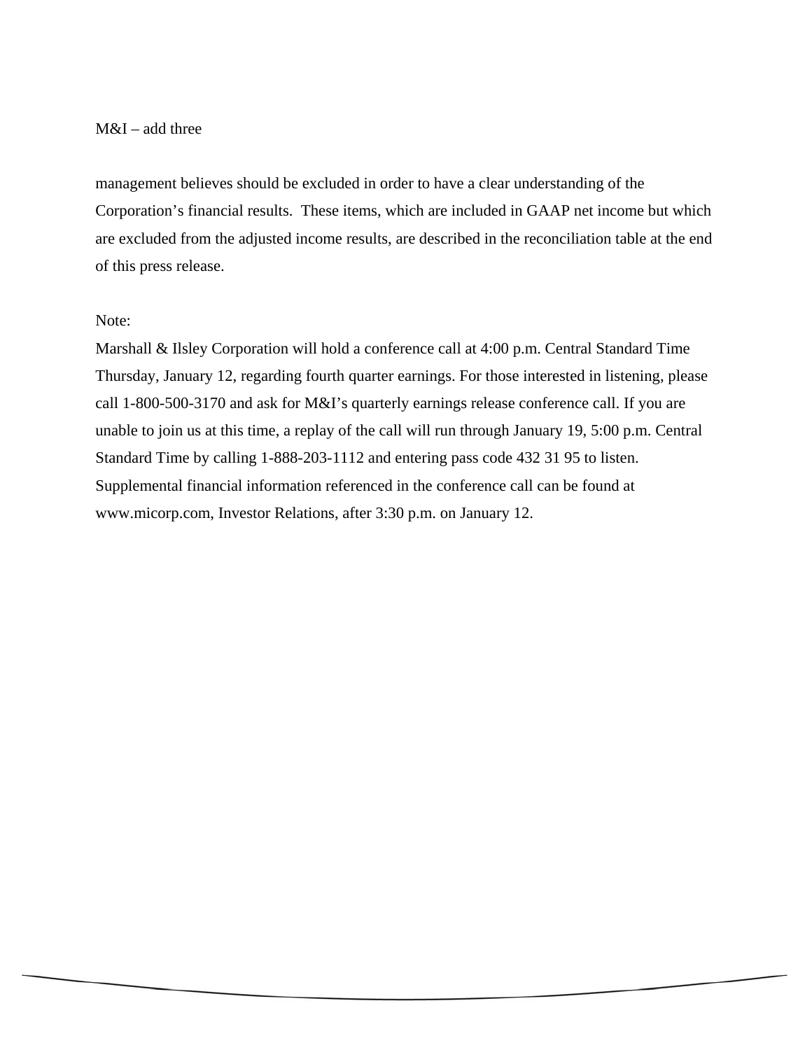management believes should be excluded in order to have a clear understanding of the Corporation's financial results. These items, which are included in GAAP net income but which are excluded from the adjusted income results, are described in the reconciliation table at the end of this press release.

Note:
Marshall & Ilsley Corporation will hold a conference call at 4:00 p.m. Central Standard Time Thursday, January 12, regarding fourth quarter earnings. For those interested in listening, please call 1-800-500-3170 and ask for M&I's quarterly earnings release conference call. If you are unable to join us at this time, a replay of the call will run through January 19, 5:00 p.m. Central Standard Time by calling 1-888-203-1112 and entering pass code 432 31 95 to listen. Supplemental financial information referenced in the conference call can be found at www.micorp.com, Investor Relations, after 3:30 p.m. on January 12.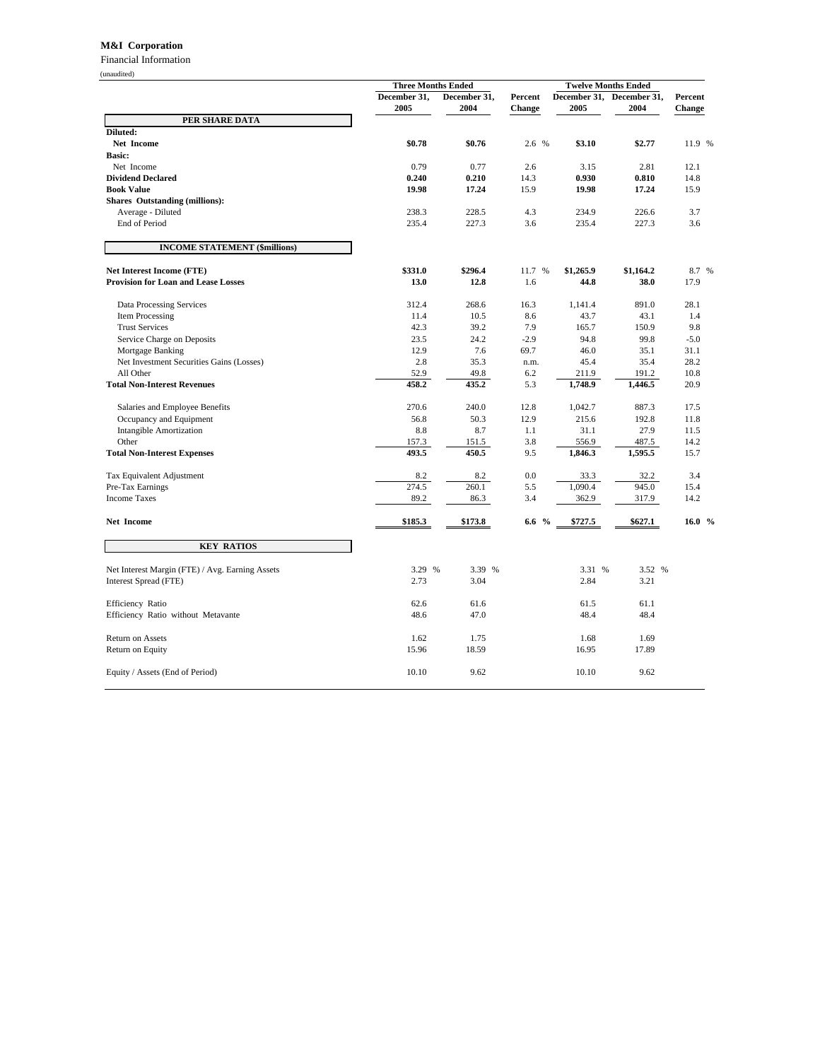**M&I Corporation**

Financial Information

(unaudited)

| | Three Months Ended | | | Twelve Months Ended | | |
|---|---|---|---|---|---|---|
| | December 31, 2005 | December 31, 2004 | Percent Change | December 31, 2005 | December 31, 2004 | Percent Change |
| **PER SHARE DATA** | | | | | | |
| **Diluted:** | | | | | | |
| **Net Income** | **$0.78** | **$0.76** | 2.6 % | **$3.10** | **$2.77** | 11.9 % |
| **Basic:** | | | | | | |
| Net Income | 0.79 | 0.77 | 2.6 | 3.15 | 2.81 | 12.1 |
| **Dividend Declared** | **0.240** | **0.210** | 14.3 | **0.930** | **0.810** | 14.8 |
| **Book Value** | **19.98** | **17.24** | 15.9 | **19.98** | **17.24** | 15.9 |
| **Shares Outstanding (millions):** | | | | | | |
| Average - Diluted | 238.3 | 228.5 | 4.3 | 234.9 | 226.6 | 3.7 |
| End of Period | 235.4 | 227.3 | 3.6 | 235.4 | 227.3 | 3.6 |
| **INCOME STATEMENT ($millions)** | | | | | | |
| **Net Interest Income (FTE)** | **$331.0** | **$296.4** | 11.7 % | **$1,265.9** | **$1,164.2** | 8.7 % |
| **Provision for Loan and Lease Losses** | **13.0** | **12.8** | 1.6 | **44.8** | **38.0** | 17.9 |
| Data Processing Services | 312.4 | 268.6 | 16.3 | 1,141.4 | 891.0 | 28.1 |
| Item Processing | 11.4 | 10.5 | 8.6 | 43.7 | 43.1 | 1.4 |
| Trust Services | 42.3 | 39.2 | 7.9 | 165.7 | 150.9 | 9.8 |
| Service Charge on Deposits | 23.5 | 24.2 | -2.9 | 94.8 | 99.8 | -5.0 |
| Mortgage Banking | 12.9 | 7.6 | 69.7 | 46.0 | 35.1 | 31.1 |
| Net Investment Securities Gains (Losses) | 2.8 | 35.3 | n.m. | 45.4 | 35.4 | 28.2 |
| All Other | 52.9 | 49.8 | 6.2 | 211.9 | 191.2 | 10.8 |
| **Total Non-Interest Revenues** | **458.2** | **435.2** | 5.3 | **1,748.9** | **1,446.5** | 20.9 |
| Salaries and Employee Benefits | 270.6 | 240.0 | 12.8 | 1,042.7 | 887.3 | 17.5 |
| Occupancy and Equipment | 56.8 | 50.3 | 12.9 | 215.6 | 192.8 | 11.8 |
| Intangible Amortization | 8.8 | 8.7 | 1.1 | 31.1 | 27.9 | 11.5 |
| Other | 157.3 | 151.5 | 3.8 | 556.9 | 487.5 | 14.2 |
| **Total Non-Interest Expenses** | **493.5** | **450.5** | 9.5 | **1,846.3** | **1,595.5** | 15.7 |
| Tax Equivalent Adjustment | 8.2 | 8.2 | 0.0 | 33.3 | 32.2 | 3.4 |
| Pre-Tax Earnings | 274.5 | 260.1 | 5.5 | 1,090.4 | 945.0 | 15.4 |
| Income Taxes | 89.2 | 86.3 | 3.4 | 362.9 | 317.9 | 14.2 |
| **Net Income** | **$185.3** | **$173.8** | **6.6 %** | **$727.5** | **$627.1** | **16.0 %** |
| **KEY RATIOS** | | | | | | |
| Net Interest Margin (FTE) / Avg. Earning Assets | 3.29 % | 3.39 % | | 3.31 % | 3.52 % | |
| Interest Spread (FTE) | 2.73 | 3.04 | | 2.84 | 3.21 | |
| Efficiency Ratio | 62.6 | 61.6 | | 61.5 | 61.1 | |
| Efficiency Ratio without Metavante | 48.6 | 47.0 | | 48.4 | 48.4 | |
| Return on Assets | 1.62 | 1.75 | | 1.68 | 1.69 | |
| Return on Equity | 15.96 | 18.59 | | 16.95 | 17.89 | |
| Equity / Assets (End of Period) | 10.10 | 9.62 | | 10.10 | 9.62 | |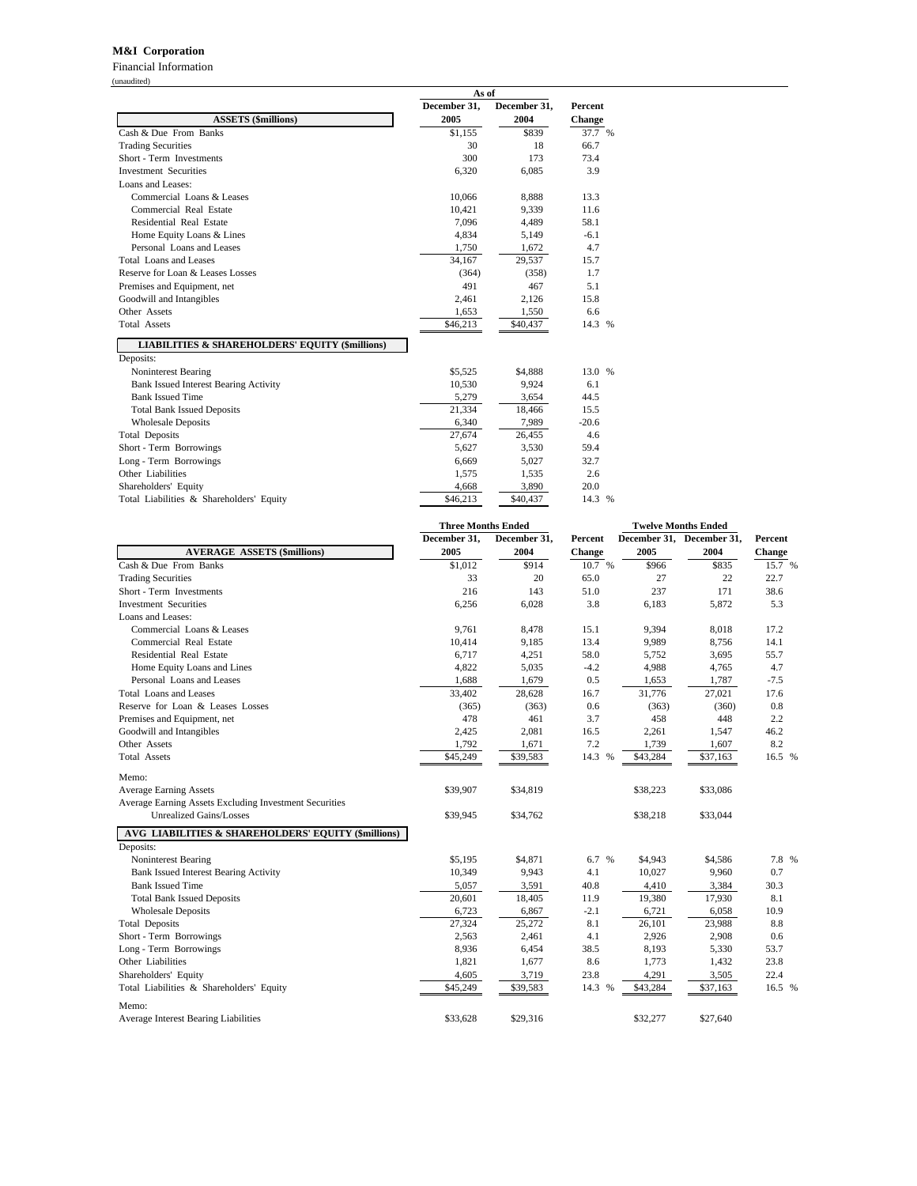**M&I Corporation**

Financial Information

(unaudited)

| ASSETS ($millions) | As of December 31, 2005 | December 31, 2004 | Percent Change |
|---|---|---|---|
| Cash & Due From Banks | $1,155 | $839 | 37.7 % |
| Trading Securities | 30 | 18 | 66.7 |
| Short - Term Investments | 300 | 173 | 73.4 |
| Investment Securities | 6,320 | 6,085 | 3.9 |
| Loans and Leases: | | | |
| Commercial Loans & Leases | 10,066 | 8,888 | 13.3 |
| Commercial Real Estate | 10,421 | 9,339 | 11.6 |
| Residential Real Estate | 7,096 | 4,489 | 58.1 |
| Home Equity Loans & Lines | 4,834 | 5,149 | -6.1 |
| Personal Loans and Leases | 1,750 | 1,672 | 4.7 |
| Total Loans and Leases | 34,167 | 29,537 | 15.7 |
| Reserve for Loan & Leases Losses | (364) | (358) | 1.7 |
| Premises and Equipment, net | 491 | 467 | 5.1 |
| Goodwill and Intangibles | 2,461 | 2,126 | 15.8 |
| Other Assets | 1,653 | 1,550 | 6.6 |
| Total Assets | $46,213 | $40,437 | 14.3 % |
| **LIABILITIES & SHAREHOLDERS' EQUITY ($millions)** | | | |
| Deposits: | | | |
| Noninterest Bearing | $5,525 | $4,888 | 13.0 % |
| Bank Issued Interest Bearing Activity | 10,530 | 9,924 | 6.1 |
| Bank Issued Time | 5,279 | 3,654 | 44.5 |
| Total Bank Issued Deposits | 21,334 | 18,466 | 15.5 |
| Wholesale Deposits | 6,340 | 7,989 | -20.6 |
| Total Deposits | 27,674 | 26,455 | 4.6 |
| Short - Term Borrowings | 5,627 | 3,530 | 59.4 |
| Long - Term Borrowings | 6,669 | 5,027 | 32.7 |
| Other Liabilities | 1,575 | 1,535 | 2.6 |
| Shareholders' Equity | 4,668 | 3,890 | 20.0 |
| Total Liabilities & Shareholders' Equity | $46,213 | $40,437 | 14.3 % |

| AVERAGE ASSETS ($millions) | Three Months Ended December 31, 2005 | December 31, 2004 | Percent Change | Twelve Months Ended December 31, 2005 | December 31, 2004 | Percent Change |
|---|---|---|---|---|---|---|
| Cash & Due From Banks | $1,012 | $914 | 10.7 % | $966 | $835 | 15.7 % |
| Trading Securities | 33 | 20 | 65.0 | 27 | 22 | 22.7 |
| Short - Term Investments | 216 | 143 | 51.0 | 237 | 171 | 38.6 |
| Investment Securities | 6,256 | 6,028 | 3.8 | 6,183 | 5,872 | 5.3 |
| Loans and Leases: | | | | | | |
| Commercial Loans & Leases | 9,761 | 8,478 | 15.1 | 9,394 | 8,018 | 17.2 |
| Commercial Real Estate | 10,414 | 9,185 | 13.4 | 9,989 | 8,756 | 14.1 |
| Residential Real Estate | 6,717 | 4,251 | 58.0 | 5,752 | 3,695 | 55.7 |
| Home Equity Loans and Lines | 4,822 | 5,035 | -4.2 | 4,988 | 4,765 | 4.7 |
| Personal Loans and Leases | 1,688 | 1,679 | 0.5 | 1,653 | 1,787 | -7.5 |
| Total Loans and Leases | 33,402 | 28,628 | 16.7 | 31,776 | 27,021 | 17.6 |
| Reserve for Loan & Leases Losses | (365) | (363) | 0.6 | (363) | (360) | 0.8 |
| Premises and Equipment, net | 478 | 461 | 3.7 | 458 | 448 | 2.2 |
| Goodwill and Intangibles | 2,425 | 2,081 | 16.5 | 2,261 | 1,547 | 46.2 |
| Other Assets | 1,792 | 1,671 | 7.2 | 1,739 | 1,607 | 8.2 |
| Total Assets | $45,249 | $39,583 | 14.3 % | $43,284 | $37,163 | 16.5 % |
| Memo: | | | | | | |
| Average Earning Assets | $39,907 | $34,819 | | $38,223 | $33,086 | |
| Average Earning Assets Excluding Investment Securities Unrealized Gains/Losses | $39,945 | $34,762 | | $38,218 | $33,044 | |
| **AVG LIABILITIES & SHAREHOLDERS' EQUITY ($millions)** | | | | | | |
| Deposits: | | | | | | |
| Noninterest Bearing | $5,195 | $4,871 | 6.7 % | $4,943 | $4,586 | 7.8 % |
| Bank Issued Interest Bearing Activity | 10,349 | 9,943 | 4.1 | 10,027 | 9,960 | 0.7 |
| Bank Issued Time | 5,057 | 3,591 | 40.8 | 4,410 | 3,384 | 30.3 |
| Total Bank Issued Deposits | 20,601 | 18,405 | 11.9 | 19,380 | 17,930 | 8.1 |
| Wholesale Deposits | 6,723 | 6,867 | -2.1 | 6,721 | 6,058 | 10.9 |
| Total Deposits | 27,324 | 25,272 | 8.1 | 26,101 | 23,988 | 8.8 |
| Short - Term Borrowings | 2,563 | 2,461 | 4.1 | 2,926 | 2,908 | 0.6 |
| Long - Term Borrowings | 8,936 | 6,454 | 38.5 | 8,193 | 5,330 | 53.7 |
| Other Liabilities | 1,821 | 1,677 | 8.6 | 1,773 | 1,432 | 23.8 |
| Shareholders' Equity | 4,605 | 3,719 | 23.8 | 4,291 | 3,505 | 22.4 |
| Total Liabilities & Shareholders' Equity | $45,249 | $39,583 | 14.3 % | $43,284 | $37,163 | 16.5 % |
| Memo: | | | | | | |
| Average Interest Bearing Liabilities | $33,628 | $29,316 | | $32,277 | $27,640 | |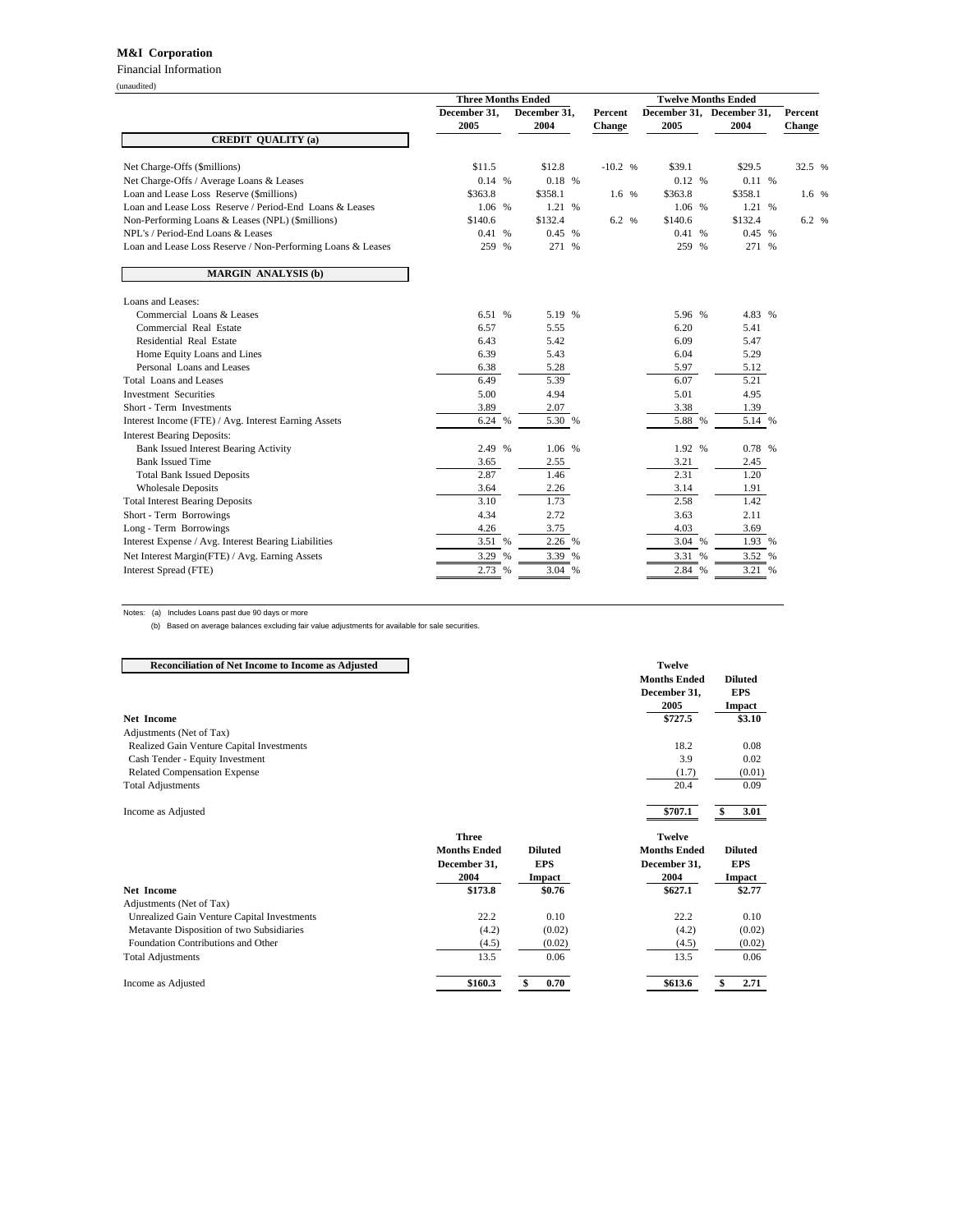**M&I Corporation**

Financial Information

(unaudited)

| | Three Months Ended | | | Twelve Months Ended | | |
|---|---|---|---|---|---|---|
| | December 31, 2005 | December 31, 2004 | Percent Change | December 31, 2005 | December 31, 2004 | Percent Change |
| **CREDIT QUALITY (a)** | | | | | | |
| Net Charge-Offs ($millions) | $11.5 | $12.8 | -10.2 % | $39.1 | $29.5 | 32.5 % |
| Net Charge-Offs / Average Loans & Leases | 0.14 % | 0.18 % | | 0.12 % | 0.11 % | |
| Loan and Lease Loss Reserve ($millions) | $363.8 | $358.1 | 1.6 % | $363.8 | $358.1 | 1.6 % |
| Loan and Lease Loss Reserve / Period-End Loans & Leases | 1.06 % | 1.21 % | | 1.06 % | 1.21 % | |
| Non-Performing Loans & Leases (NPL) ($millions) | $140.6 | $132.4 | 6.2 % | $140.6 | $132.4 | 6.2 % |
| NPL's / Period-End Loans & Leases | 0.41 % | 0.45 % | | 0.41 % | 0.45 % | |
| Loan and Lease Loss Reserve / Non-Performing Loans & Leases | 259 % | 271 % | | 259 % | 271 % | |
| **MARGIN ANALYSIS (b)** | | | | | | |
| Loans and Leases: | | | | | | |
| Commercial Loans & Leases | 6.51 % | 5.19 % | | 5.96 % | 4.83 % | |
| Commercial Real Estate | 6.57 | 5.55 | | 6.20 | 5.41 | |
| Residential Real Estate | 6.43 | 5.42 | | 6.09 | 5.47 | |
| Home Equity Loans and Lines | 6.39 | 5.43 | | 6.04 | 5.29 | |
| Personal Loans and Leases | 6.38 | 5.28 | | 5.97 | 5.12 | |
| Total Loans and Leases | 6.49 | 5.39 | | 6.07 | 5.21 | |
| Investment Securities | 5.00 | 4.94 | | 5.01 | 4.95 | |
| Short - Term Investments | 3.89 | 2.07 | | 3.38 | 1.39 | |
| Interest Income (FTE) / Avg. Interest Earning Assets | 6.24 % | 5.30 % | | 5.88 % | 5.14 % | |
| Interest Bearing Deposits: | | | | | | |
| Bank Issued Interest Bearing Activity | 2.49 % | 1.06 % | | 1.92 % | 0.78 % | |
| Bank Issued Time | 3.65 | 2.55 | | 3.21 | 2.45 | |
| Total Bank Issued Deposits | 2.87 | 1.46 | | 2.31 | 1.20 | |
| Wholesale Deposits | 3.64 | 2.26 | | 3.14 | 1.91 | |
| Total Interest Bearing Deposits | 3.10 | 1.73 | | 2.58 | 1.42 | |
| Short - Term Borrowings | 4.34 | 2.72 | | 3.63 | 2.11 | |
| Long - Term Borrowings | 4.26 | 3.75 | | 4.03 | 3.69 | |
| Interest Expense / Avg. Interest Bearing Liabilities | 3.51 % | 2.26 % | | 3.04 % | 1.93 % | |
| Net Interest Margin(FTE) / Avg. Earning Assets | 3.29 % | 3.39 % | | 3.31 % | 3.52 % | |
| Interest Spread (FTE) | 2.73 % | 3.04 % | | 2.84 % | 3.21 % | |

Notes: (a) Includes Loans past due 90 days or more

(b) Based on average balances excluding fair value adjustments for available for sale securities.

**Reconciliation of Net Income to Income as Adjusted**

| | Twelve Months Ended December 31, 2005 | Diluted EPS Impact |
|---|---|---|
| **Net Income** | **$727.5** | **$3.10** |
| Adjustments (Net of Tax) | | |
| Realized Gain Venture Capital Investments | 18.2 | 0.08 |
| Cash Tender - Equity Investment | 3.9 | 0.02 |
| Related Compensation Expense | (1.7) | (0.01) |
| Total Adjustments | 20.4 | 0.09 |
| Income as Adjusted | **$707.1** | **$ 3.01** |

| | Three Months Ended December 31, 2004 | Diluted EPS Impact | Twelve Months Ended December 31, 2004 | Diluted EPS Impact |
|---|---|---|---|---|
| **Net Income** | **$173.8** | **$0.76** | **$627.1** | **$2.77** |
| Adjustments (Net of Tax) | | | | |
| Unrealized Gain Venture Capital Investments | 22.2 | 0.10 | 22.2 | 0.10 |
| Metavante Disposition of two Subsidiaries | (4.2) | (0.02) | (4.2) | (0.02) |
| Foundation Contributions and Other | (4.5) | (0.02) | (4.5) | (0.02) |
| Total Adjustments | 13.5 | 0.06 | 13.5 | 0.06 |
| Income as Adjusted | **$160.3** | **$ 0.70** | **$613.6** | **$ 2.71** |